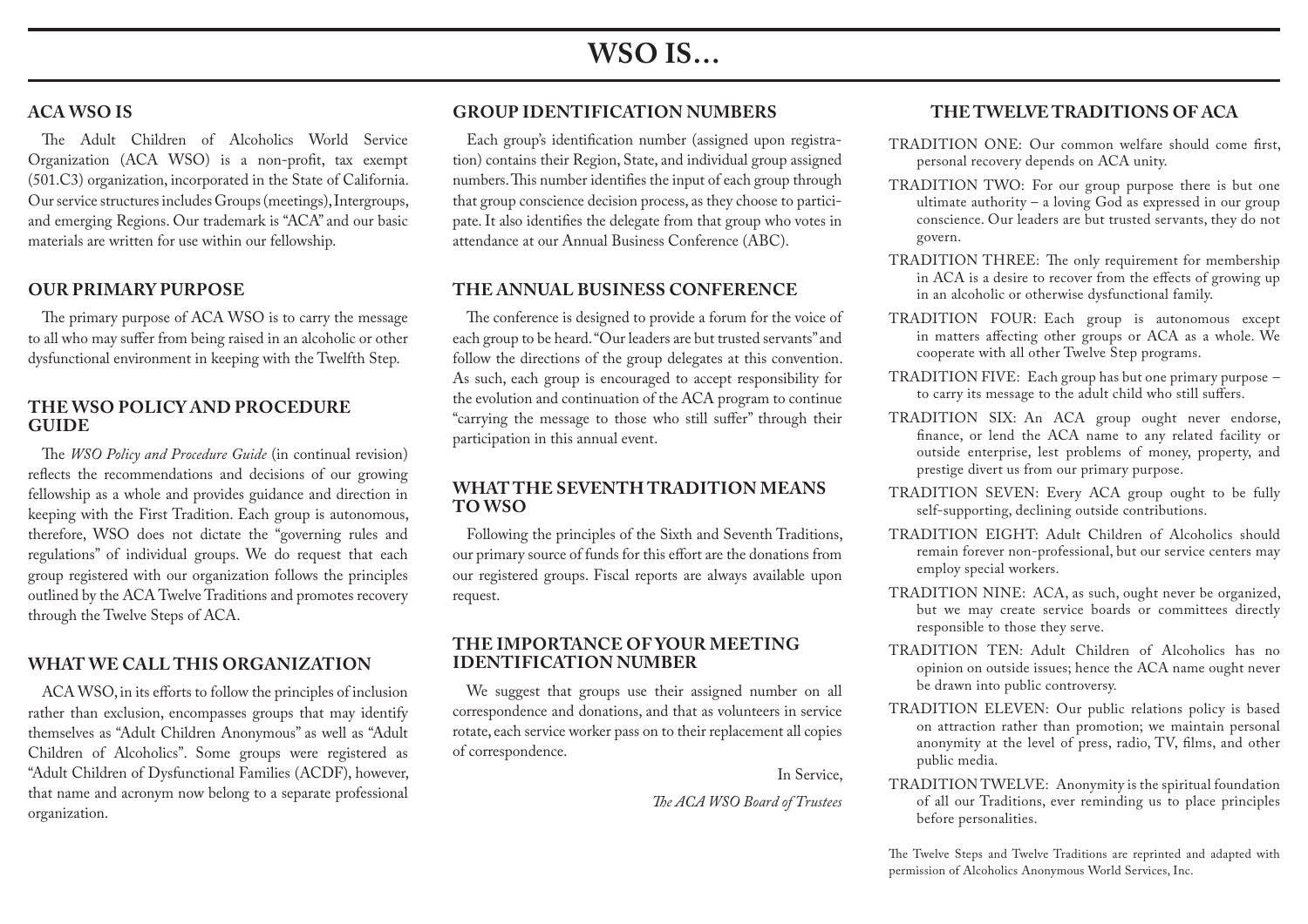# WSO IS…

## ACA WSO IS

The Adult Children of Alcoholics World Service Organization (ACA WSO) is a non-profit, tax exempt (501.C3) organization, incorporated in the State of California. Our service structures includes Groups (meetings), Intergroups, and emerging Regions. Our trademark is "ACA" and our basic materials are written for use within our fellowship.

## OUR PRIMARY PURPOSE

The primary purpose of ACA WSO is to carry the message to all who may suffer from being raised in an alcoholic or other dysfunctional environment in keeping with the Twelfth Step.

## THE WSO POLICY AND PROCEDURE GUIDE

The *WSO Policy and Procedure Guide* (in continual revision) reflects the recommendations and decisions of our growing fellowship as a whole and provides guidance and direction in keeping with the First Tradition. Each group is autonomous, therefore, WSO does not dictate the "governing rules and regulations" of individual groups. We do request that each group registered with our organization follows the principles outlined by the ACA Twelve Traditions and promotes recovery through the Twelve Steps of ACA.

## WHAT WE CALL THIS ORGANIZATION

ACA WSO, in its efforts to follow the principles of inclusion rather than exclusion, encompasses groups that may identify themselves as "Adult Children Anonymous" as well as "Adult Children of Alcoholics". Some groups were registered as "Adult Children of Dysfunctional Families (ACDF), however, that name and acronym now belong to a separate professional organization.

## GROUP IDENTIFICATION NUMBERS

Each group's identification number (assigned upon registration) contains their Region, State, and individual group assigned numbers. This number identifies the input of each group through that group conscience decision process, as they choose to participate. It also identifies the delegate from that group who votes in attendance at our Annual Business Conference (ABC).

## THE ANNUAL BUSINESS CONFERENCE

The conference is designed to provide a forum for the voice of each group to be heard. "Our leaders are but trusted servants" and follow the directions of the group delegates at this convention. As such, each group is encouraged to accept responsibility for the evolution and continuation of the ACA program to continue "carrying the message to those who still suffer" through their participation in this annual event.

## WHAT THE SEVENTH TRADITION MEANS TO WSO

Following the principles of the Sixth and Seventh Traditions, our primary source of funds for this effort are the donations from our registered groups. Fiscal reports are always available upon request.

## THE IMPORTANCE OF YOUR MEETING IDENTIFICATION NUMBER

We suggest that groups use their assigned number on all correspondence and donations, and that as volunteers in service rotate, each service worker pass on to their replacement all copies of correspondence.

In Service,

*The ACA WSO Board of Trustees*

## THE TWELVE TRADITIONS OF ACA

TRADITION ONE: Our common welfare should come first, personal recovery depends on ACA unity.

TRADITION TWO: For our group purpose there is but one ultimate authority – a loving God as expressed in our group conscience. Our leaders are but trusted servants, they do not govern.

TRADITION THREE: The only requirement for membership in ACA is a desire to recover from the effects of growing up in an alcoholic or otherwise dysfunctional family.

TRADITION FOUR: Each group is autonomous except in matters affecting other groups or ACA as a whole. We cooperate with all other Twelve Step programs.

TRADITION FIVE: Each group has but one primary purpose – to carry its message to the adult child who still suffers.

TRADITION SIX: An ACA group ought never endorse, finance, or lend the ACA name to any related facility or outside enterprise, lest problems of money, property, and prestige divert us from our primary purpose.

TRADITION SEVEN: Every ACA group ought to be fully self-supporting, declining outside contributions.

TRADITION EIGHT: Adult Children of Alcoholics should remain forever non-professional, but our service centers may employ special workers.

TRADITION NINE: ACA, as such, ought never be organized, but we may create service boards or committees directly responsible to those they serve.

TRADITION TEN: Adult Children of Alcoholics has no opinion on outside issues; hence the ACA name ought never be drawn into public controversy.

TRADITION ELEVEN: Our public relations policy is based on attraction rather than promotion; we maintain personal anonymity at the level of press, radio, TV, films, and other public media.

TRADITION TWELVE: Anonymity is the spiritual foundation of all our Traditions, ever reminding us to place principles before personalities.

The Twelve Steps and Twelve Traditions are reprinted and adapted with permission of Alcoholics Anonymous World Services, Inc.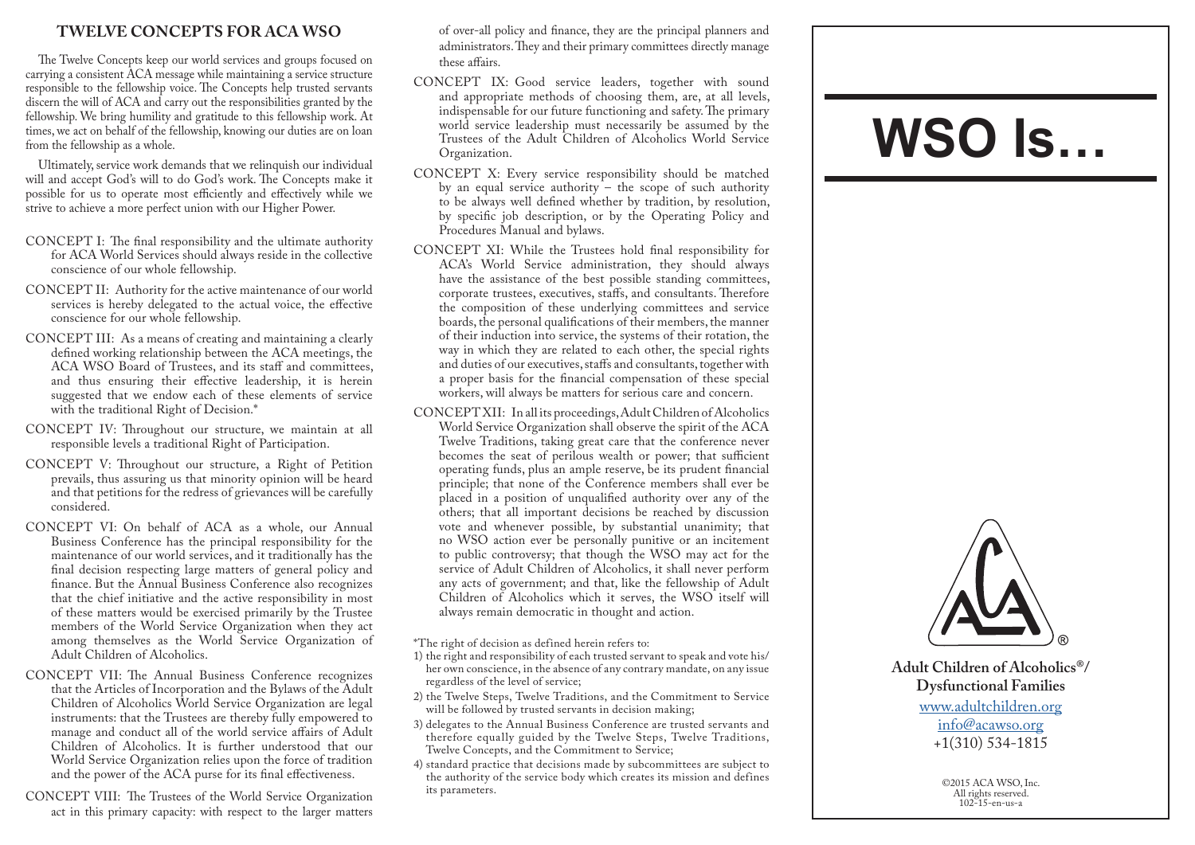## TWELVE CONCEPTS FOR ACA WSO

The Twelve Concepts keep our world services and groups focused on carrying a consistent ACA message while maintaining a service structure responsible to the fellowship voice. The Concepts help trusted servants discern the will of ACA and carry out the responsibilities granted by the fellowship. We bring humility and gratitude to this fellowship work. At times, we act on behalf of the fellowship, knowing our duties are on loan from the fellowship as a whole.

Ultimately, service work demands that we relinquish our individual will and accept God's will to do God's work. The Concepts make it possible for us to operate most efficiently and effectively while we strive to achieve a more perfect union with our Higher Power.

CONCEPT I: The final responsibility and the ultimate authority for ACA World Services should always reside in the collective conscience of our whole fellowship.

CONCEPT II: Authority for the active maintenance of our world services is hereby delegated to the actual voice, the effective conscience for our whole fellowship.

CONCEPT III: As a means of creating and maintaining a clearly defined working relationship between the ACA meetings, the ACA WSO Board of Trustees, and its staff and committees, and thus ensuring their effective leadership, it is herein suggested that we endow each of these elements of service with the traditional Right of Decision.*

CONCEPT IV: Throughout our structure, we maintain at all responsible levels a traditional Right of Participation.

CONCEPT V: Throughout our structure, a Right of Petition prevails, thus assuring us that minority opinion will be heard and that petitions for the redress of grievances will be carefully considered.

CONCEPT VI: On behalf of ACA as a whole, our Annual Business Conference has the principal responsibility for the maintenance of our world services, and it traditionally has the final decision respecting large matters of general policy and finance. But the Annual Business Conference also recognizes that the chief initiative and the active responsibility in most of these matters would be exercised primarily by the Trustee members of the World Service Organization when they act among themselves as the World Service Organization of Adult Children of Alcoholics.

CONCEPT VII: The Annual Business Conference recognizes that the Articles of Incorporation and the Bylaws of the Adult Children of Alcoholics World Service Organization are legal instruments: that the Trustees are thereby fully empowered to manage and conduct all of the world service affairs of Adult Children of Alcoholics. It is further understood that our World Service Organization relies upon the force of tradition and the power of the ACA purse for its final effectiveness.

CONCEPT VIII: The Trustees of the World Service Organization act in this primary capacity: with respect to the larger matters of over-all policy and finance, they are the principal planners and administrators. They and their primary committees directly manage these affairs.

CONCEPT IX: Good service leaders, together with sound and appropriate methods of choosing them, are, at all levels, indispensable for our future functioning and safety. The primary world service leadership must necessarily be assumed by the Trustees of the Adult Children of Alcoholics World Service Organization.

CONCEPT X: Every service responsibility should be matched by an equal service authority – the scope of such authority to be always well defined whether by tradition, by resolution, by specific job description, or by the Operating Policy and Procedures Manual and bylaws.

CONCEPT XI: While the Trustees hold final responsibility for ACA's World Service administration, they should always have the assistance of the best possible standing committees, corporate trustees, executives, staffs, and consultants. Therefore the composition of these underlying committees and service boards, the personal qualifications of their members, the manner of their induction into service, the systems of their rotation, the way in which they are related to each other, the special rights and duties of our executives, staffs and consultants, together with a proper basis for the financial compensation of these special workers, will always be matters for serious care and concern.

CONCEPT XII: In all its proceedings, Adult Children of Alcoholics World Service Organization shall observe the spirit of the ACA Twelve Traditions, taking great care that the conference never becomes the seat of perilous wealth or power; that sufficient operating funds, plus an ample reserve, be its prudent financial principle; that none of the Conference members shall ever be placed in a position of unqualified authority over any of the others; that all important decisions be reached by discussion vote and whenever possible, by substantial unanimity; that no WSO action ever be personally punitive or an incitement to public controversy; that though the WSO may act for the service of Adult Children of Alcoholics, it shall never perform any acts of government; and that, like the fellowship of Adult Children of Alcoholics which it serves, the WSO itself will always remain democratic in thought and action.

*The right of decision as defined herein refers to:

1) the right and responsibility of each trusted servant to speak and vote his/her own conscience, in the absence of any contrary mandate, on any issue regardless of the level of service;
2) the Twelve Steps, Twelve Traditions, and the Commitment to Service will be followed by trusted servants in decision making;
3) delegates to the Annual Business Conference are trusted servants and therefore equally guided by the Twelve Steps, Twelve Traditions, Twelve Concepts, and the Commitment to Service;
4) standard practice that decisions made by subcommittees are subject to the authority of the service body which creates its mission and defines its parameters.

# WSO Is…

**Adult Children of Alcoholics®/ Dysfunctional Families**

www.adultchildren.org

info@acawso.org

+1(310) 534-1815

©2015 ACA WSO, Inc.
All rights reserved.
102-15-en-us-a